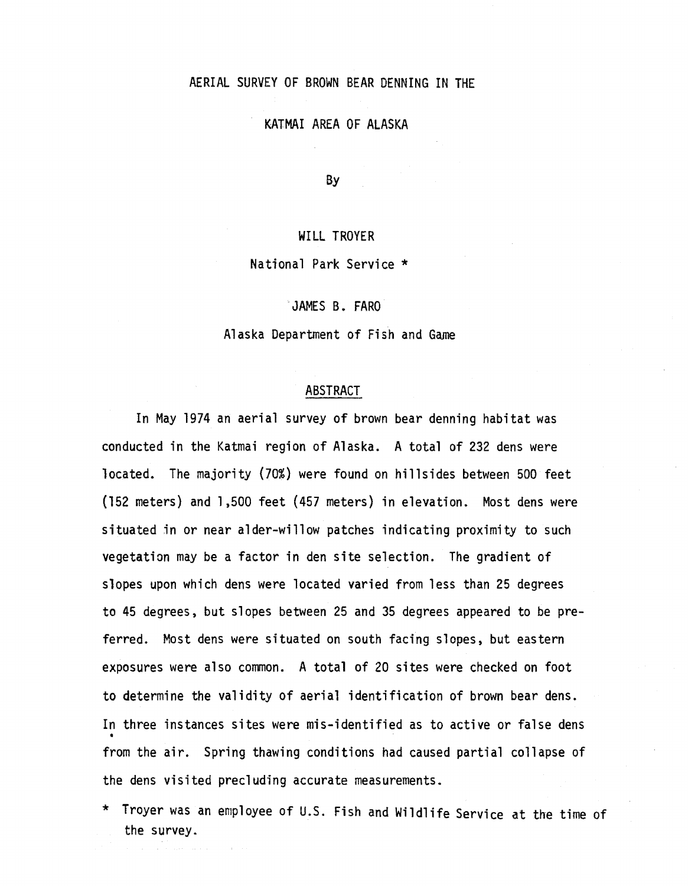# AERIAL SURVEY OF BROWN BEAR DENNING IN THE KATMAI AREA OF ALASKA

By

WILL TROYER

National Park Service *

JAMES B. FARO

Alaska Department of Fish and Game

## ABSTRACT

In May 1974 an aerial survey of brown bear denning habitat was conducted in the Katmai region of Alaska. A total of 232 dens were located. The majority (70%) were found on hillsides between 500 feet (152 meters) and 1,500 feet (457 meters) in elevation. Most dens were situated in or near alder-willow patches indicating proximity to such vegetation may be a factor in den site selection. The gradient of slopes upon which dens were located varied from less than 25 degrees to 45 degrees, but slopes between 25 and 35 degrees appeared to be preferred. Most dens were situated on south facing slopes, but eastern exposures were also common. A total of 20 sites were checked on foot to determine the validity of aerial identification of brown bear dens. In three instances sites were mis-identified as to active or false dens from the air. Spring thawing conditions had caused partial collapse of the dens visited precluding accurate measurements.

* Troyer was an employee of U.S. Fish and Wildlife Service at the time of the survey.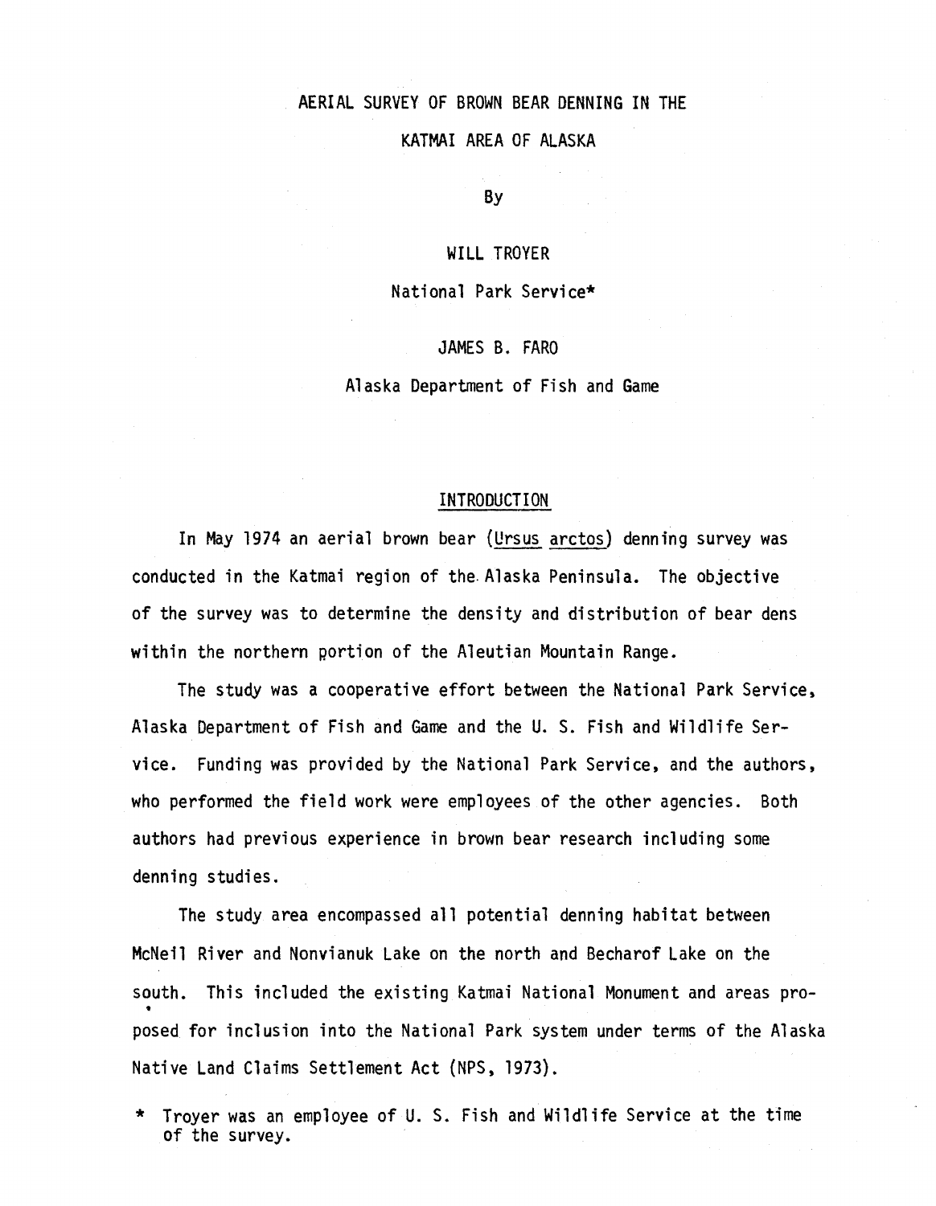# AERIAL SURVEY OF BROWN BEAR DENNING IN THE KATMAI AREA OF ALASKA

By

WILL TROYER

National Park Service*

JAMES B. FARO

Alaska Department of Fish and Game

## INTRODUCTION

In May 1974 an aerial brown bear (Ursus arctos) denning survey was conducted in the Katmai region of the Alaska Peninsula. The objective of the survey was to determine the density and distribution of bear dens within the northern portion of the Aleutian Mountain Range.

The study was a cooperative effort between the National Park Service, Alaska Department of Fish and Game and the U. S. Fish and Wildlife Service. Funding was provided by the National Park Service, and the authors, who performed the field work were employees of the other agencies. Both authors had previous experience in brown bear research including some denning studies.

The study area encompassed all potential denning habitat between McNeil River and Nonvianuk Lake on the north and Becharof Lake on the south. This included the existing Katmai National Monument and areas proposed for inclusion into the National Park system under terms of the Alaska Native Land Claims Settlement Act (NPS, 1973).

\* Troyer was an employee of U. S. Fish and Wildlife Service at the time of the survey.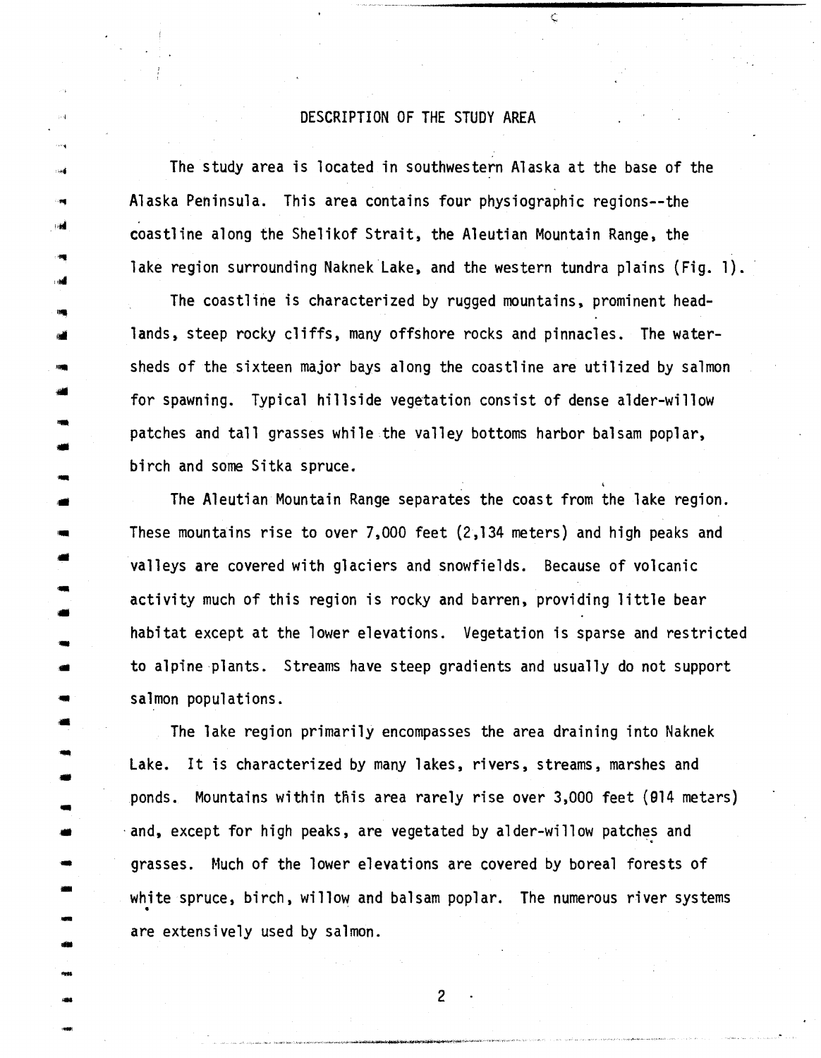# DESCRIPTION OF THE STUDY AREA

The study area is located in southwestern Alaska at the base of the Alaska Peninsula. This area contains four physiographic regions--the coastline along the Shelikof Strait, the Aleutian Mountain Range, the lake region surrounding Naknek Lake, and the western tundra plains (Fig. 1).

The coastline is characterized by rugged mountains, prominent headlands, steep rocky cliffs, many offshore rocks and pinnacles. The watersheds of the sixteen major bays along the coastline are utilized by salmon for spawning. Typical hillside vegetation consist of dense alder-willow patches and tall grasses while the valley bottoms harbor balsam poplar, birch and some Sitka spruce.

The Aleutian Mountain Range separates the coast from the lake region. These mountains rise to over 7,000 feet (2,134 meters) and high peaks and valleys are covered with glaciers and snowfields. Because of volcanic activity much of this region is rocky and barren, providing little bear habitat except at the lower elevations. Vegetation is sparse and restricted to alpine plants. Streams have steep gradients and usually do not support salmon populations.

The lake region primarily encompasses the area draining into Naknek Lake. It is characterized by many lakes, rivers, streams, marshes and ponds. Mountains within this area rarely rise over 3,000 feet (914 meters) and, except for high peaks, are vegetated by alder-willow patches and grasses. Much of the lower elevations are covered by boreal forests of white spruce, birch, willow and balsam poplar. The numerous river systems are extensively used by salmon.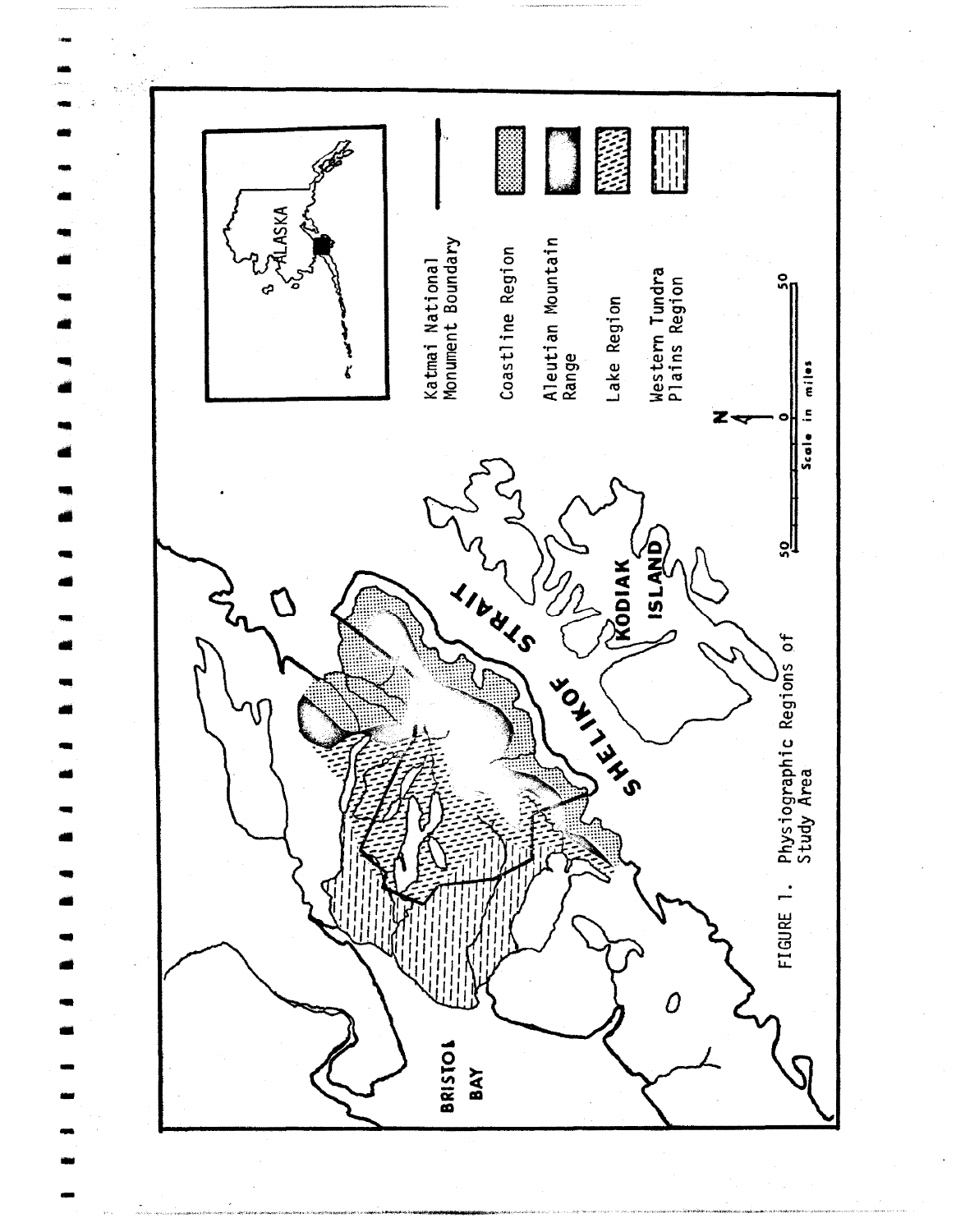BRISTOL BAY

SHELIKOF STRAIT

KODIAK ISLAND

ALASKA

Katmai National Monument Boundary

Coastline Region

Aleutian Mountain Range

Lake Region

Western Tundra Plains Region

N

50 0 50

Scale in miles

FIGURE 1. Physiographic Regions of Study Area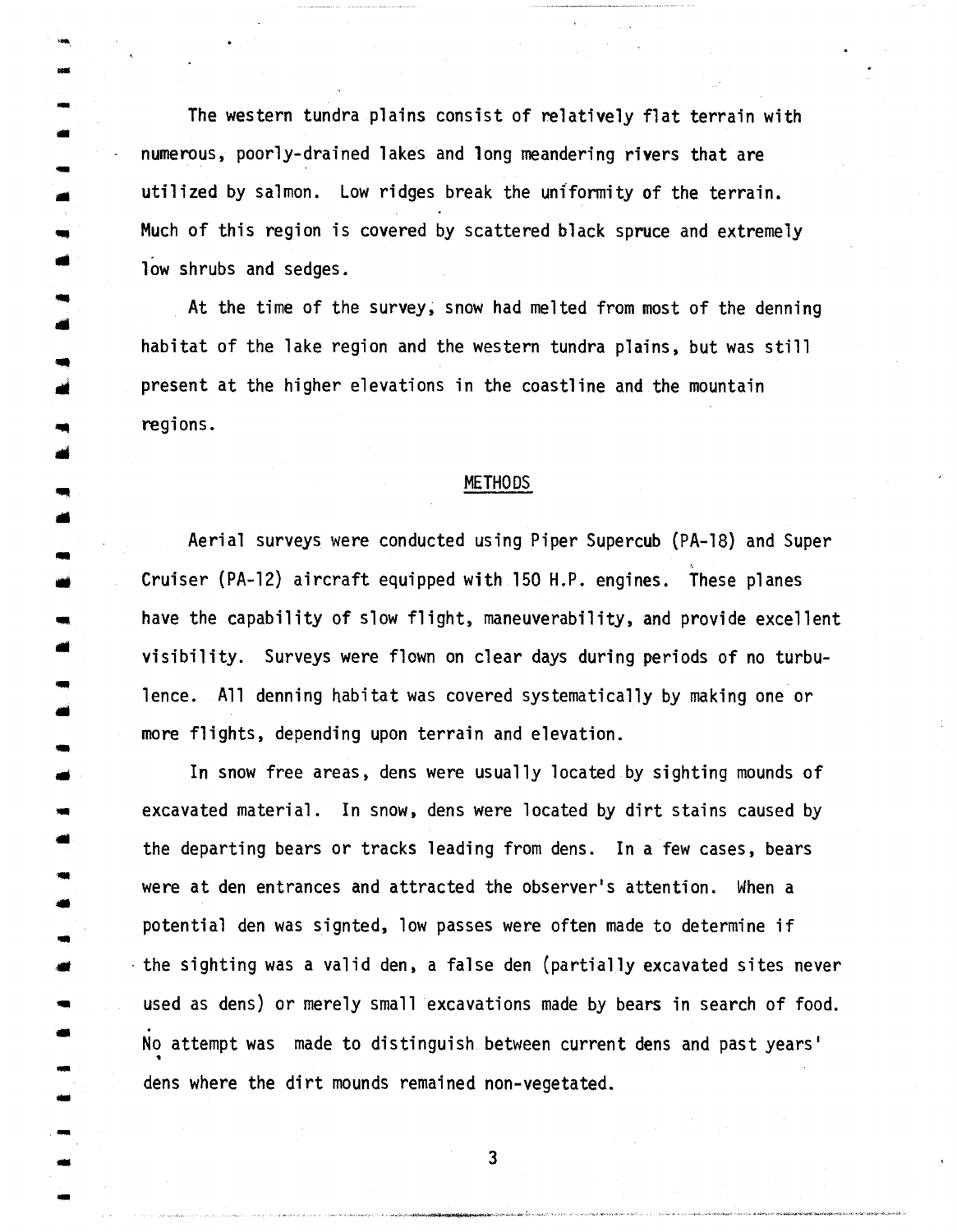The western tundra plains consist of relatively flat terrain with numerous, poorly-drained lakes and long meandering rivers that are utilized by salmon. Low ridges break the uniformity of the terrain. Much of this region is covered by scattered black spruce and extremely low shrubs and sedges.

At the time of the survey, snow had melted from most of the denning habitat of the lake region and the western tundra plains, but was still present at the higher elevations in the coastline and the mountain regions.

## METHODS

Aerial surveys were conducted using Piper Supercub (PA-18) and Super Cruiser (PA-12) aircraft equipped with 150 H.P. engines. These planes have the capability of slow flight, maneuverability, and provide excellent visibility. Surveys were flown on clear days during periods of no turbulence. All denning habitat was covered systematically by making one or more flights, depending upon terrain and elevation.

In snow free areas, dens were usually located by sighting mounds of excavated material. In snow, dens were located by dirt stains caused by the departing bears or tracks leading from dens. In a few cases, bears were at den entrances and attracted the observer's attention. When a potential den was signted, low passes were often made to determine if the sighting was a valid den, a false den (partially excavated sites never used as dens) or merely small excavations made by bears in search of food. No attempt was made to distinguish between current dens and past years' dens where the dirt mounds remained non-vegetated.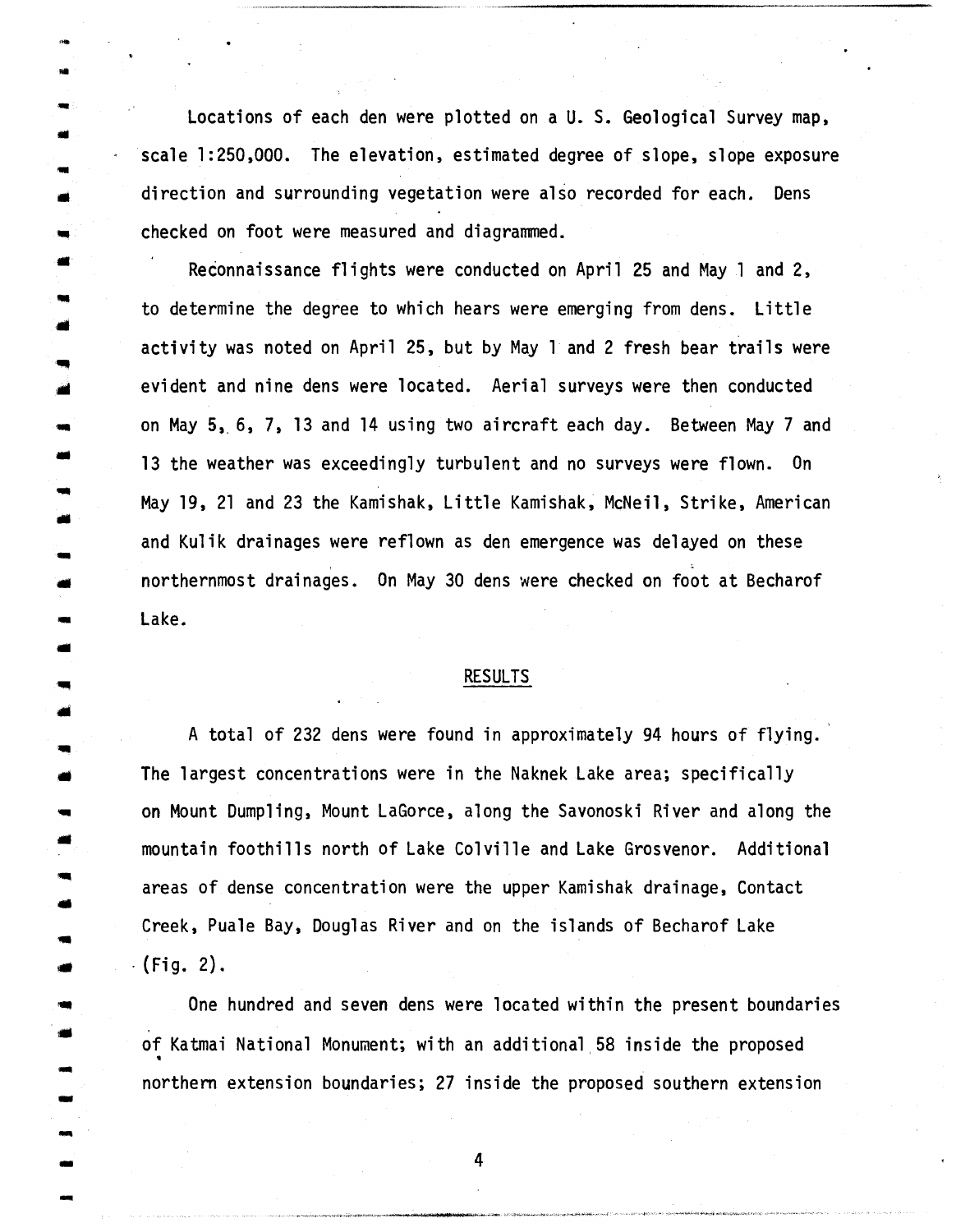Locations of each den were plotted on a U. S. Geological Survey map, scale 1:250,000. The elevation, estimated degree of slope, slope exposure direction and surrounding vegetation were also recorded for each. Dens checked on foot were measured and diagrammed.

Reconnaissance flights were conducted on April 25 and May 1 and 2, to determine the degree to which hears were emerging from dens. Little activity was noted on April 25, but by May 1 and 2 fresh bear trails were evident and nine dens were located. Aerial surveys were then conducted on May 5, 6, 7, 13 and 14 using two aircraft each day. Between May 7 and 13 the weather was exceedingly turbulent and no surveys were flown. On May 19, 21 and 23 the Kamishak, Little Kamishak, McNeil, Strike, American and Kulik drainages were reflown as den emergence was delayed on these northernmost drainages. On May 30 dens were checked on foot at Becharof Lake.

## RESULTS

A total of 232 dens were found in approximately 94 hours of flying. The largest concentrations were in the Naknek Lake area; specifically on Mount Dumpling, Mount LaGorce, along the Savonoski River and along the mountain foothills north of Lake Colville and Lake Grosvenor. Additional areas of dense concentration were the upper Kamishak drainage, Contact Creek, Puale Bay, Douglas River and on the islands of Becharof Lake (Fig. 2).

One hundred and seven dens were located within the present boundaries of Katmai National Monument; with an additional 58 inside the proposed northern extension boundaries; 27 inside the proposed southern extension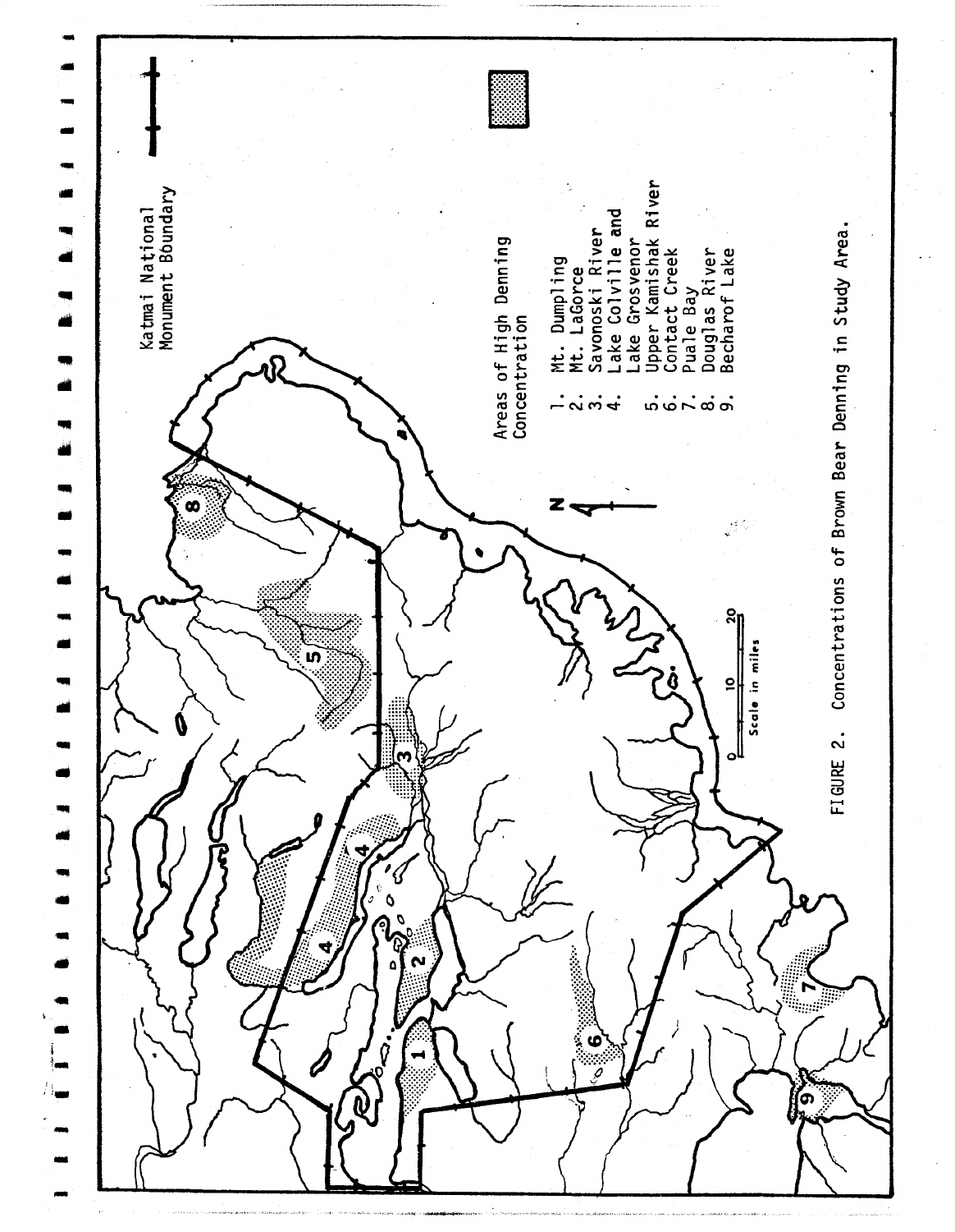Katmai National Monument Boundary

Areas of High Denning Concentration

1. Mt. Dumpling
2. Mt. LaGorce
3. Savonoski River
4. Lake Colville and Lake Grosvenor
5. Upper Kamishak River
6. Contact Creek
7. Puale Bay
8. Douglas River
9. Becharof Lake

N

0 10 20
Scale in miles

FIGURE 2. Concentrations of Brown Bear Denning in Study Area.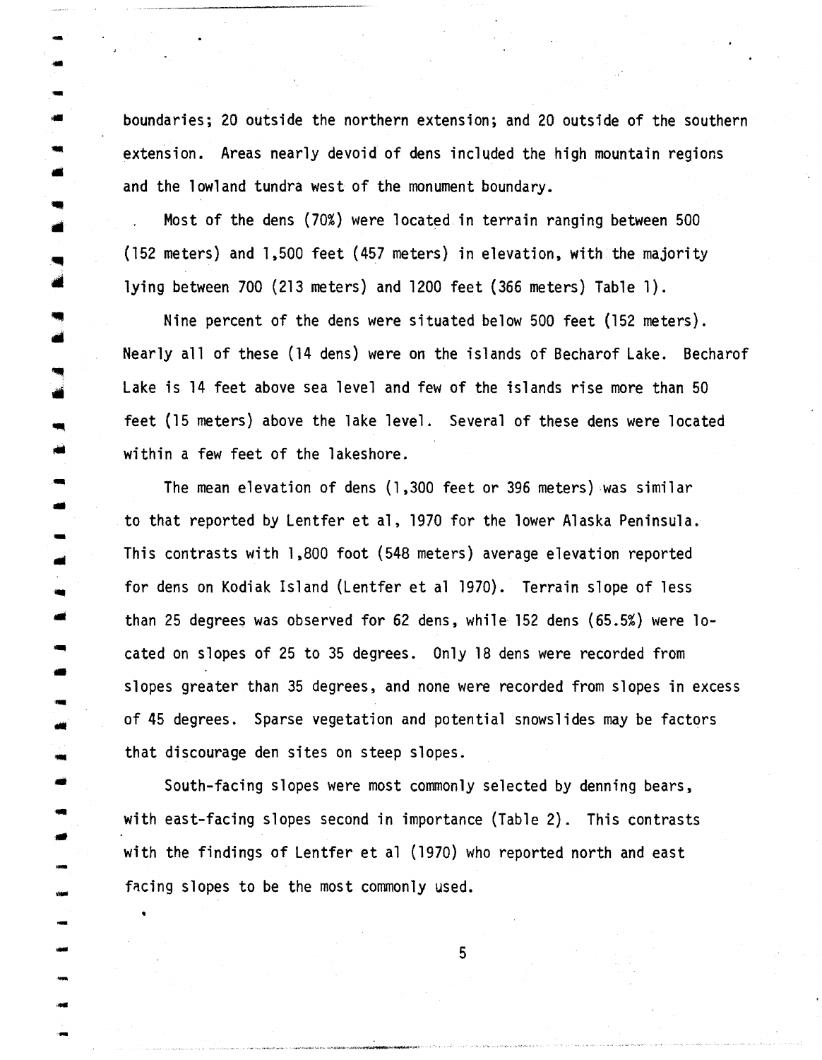boundaries; 20 outside the northern extension; and 20 outside of the southern extension. Areas nearly devoid of dens included the high mountain regions and the lowland tundra west of the monument boundary.

Most of the dens (70%) were located in terrain ranging between 500 (152 meters) and 1,500 feet (457 meters) in elevation, with the majority lying between 700 (213 meters) and 1200 feet (366 meters) Table 1).

Nine percent of the dens were situated below 500 feet (152 meters). Nearly all of these (14 dens) were on the islands of Becharof Lake. Becharof Lake is 14 feet above sea level and few of the islands rise more than 50 feet (15 meters) above the lake level. Several of these dens were located within a few feet of the lakeshore.

The mean elevation of dens (1,300 feet or 396 meters) was similar to that reported by Lentfer et al, 1970 for the lower Alaska Peninsula. This contrasts with 1,800 foot (548 meters) average elevation reported for dens on Kodiak Island (Lentfer et al 1970). Terrain slope of less than 25 degrees was observed for 62 dens, while 152 dens (65.5%) were located on slopes of 25 to 35 degrees. Only 18 dens were recorded from slopes greater than 35 degrees, and none were recorded from slopes in excess of 45 degrees. Sparse vegetation and potential snowslides may be factors that discourage den sites on steep slopes.

South-facing slopes were most commonly selected by denning bears, with east-facing slopes second in importance (Table 2). This contrasts with the findings of Lentfer et al (1970) who reported north and east facing slopes to be the most commonly used.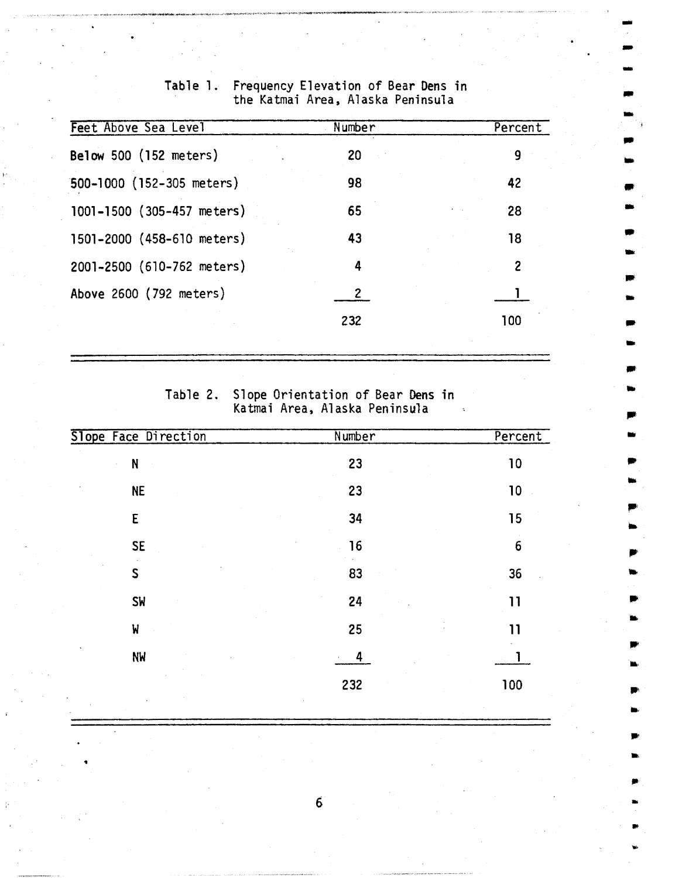Table 1. Frequency Elevation of Bear Dens in the Katmai Area, Alaska Peninsula

| Feet Above Sea Level | Number | Percent |
|---|---|---|
| Below 500 (152 meters) | 20 | 9 |
| 500-1000 (152-305 meters) | 98 | 42 |
| 1001-1500 (305-457 meters) | 65 | 28 |
| 1501-2000 (458-610 meters) | 43 | 18 |
| 2001-2500 (610-762 meters) | 4 | 2 |
| Above 2600 (792 meters) | 2 | 1 |
| | 232 | 100 |

Table 2. Slope Orientation of Bear Dens in Katmai Area, Alaska Peninsula

| Slope Face Direction | Number | Percent |
|---|---|---|
| N | 23 | 10 |
| NE | 23 | 10 |
| E | 34 | 15 |
| SE | 16 | 6 |
| S | 83 | 36 |
| SW | 24 | 11 |
| W | 25 | 11 |
| NW | 4 | 1 |
| | 232 | 100 |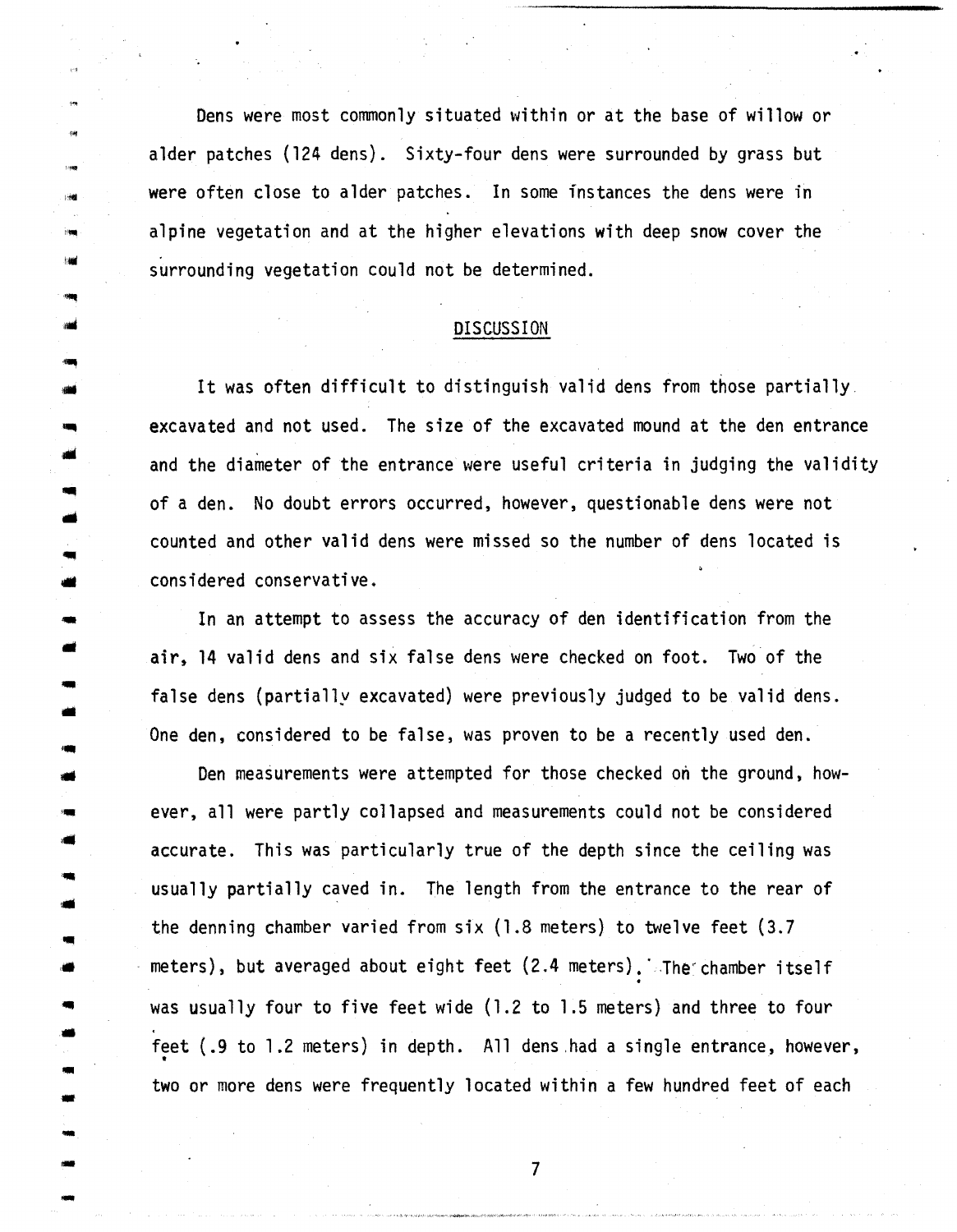Dens were most commonly situated within or at the base of willow or alder patches (124 dens). Sixty-four dens were surrounded by grass but were often close to alder patches. In some instances the dens were in alpine vegetation and at the higher elevations with deep snow cover the surrounding vegetation could not be determined.

## DISCUSSION

It was often difficult to distinguish valid dens from those partially excavated and not used. The size of the excavated mound at the den entrance and the diameter of the entrance were useful criteria in judging the validity of a den. No doubt errors occurred, however, questionable dens were not counted and other valid dens were missed so the number of dens located is considered conservative.

In an attempt to assess the accuracy of den identification from the air, 14 valid dens and six false dens were checked on foot. Two of the false dens (partially excavated) were previously judged to be valid dens. One den, considered to be false, was proven to be a recently used den.

Den measurements were attempted for those checked on the ground, however, all were partly collapsed and measurements could not be considered accurate. This was particularly true of the depth since the ceiling was usually partially caved in. The length from the entrance to the rear of the denning chamber varied from six (1.8 meters) to twelve feet (3.7 meters), but averaged about eight feet (2.4 meters). The chamber itself was usually four to five feet wide (1.2 to 1.5 meters) and three to four feet (.9 to 1.2 meters) in depth. All dens had a single entrance, however, two or more dens were frequently located within a few hundred feet of each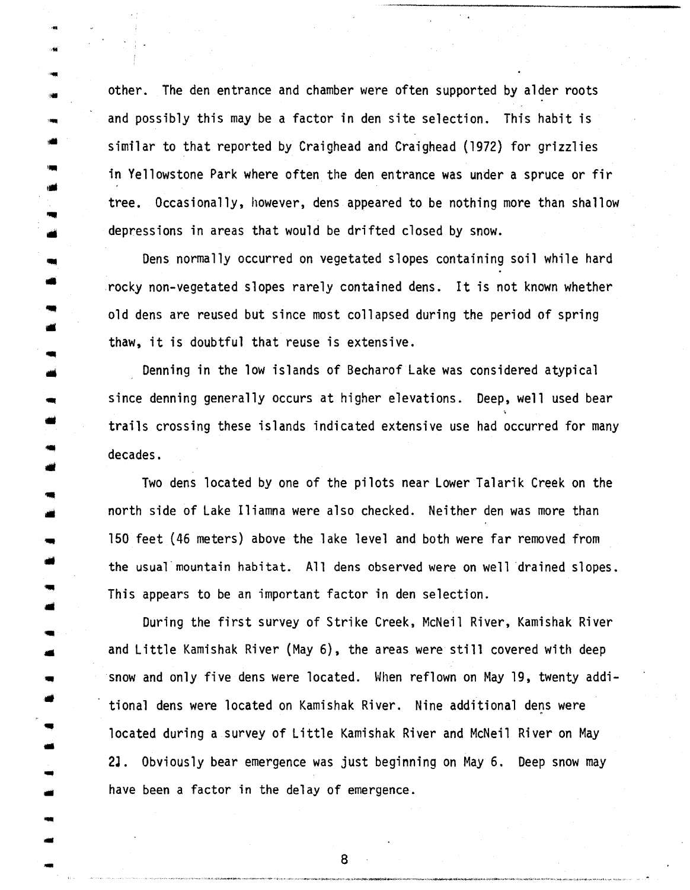other. The den entrance and chamber were often supported by alder roots and possibly this may be a factor in den site selection. This habit is similar to that reported by Craighead and Craighead (1972) for grizzlies in Yellowstone Park where often the den entrance was under a spruce or fir tree. Occasionally, however, dens appeared to be nothing more than shallow depressions in areas that would be drifted closed by snow.

Dens normally occurred on vegetated slopes containing soil while hard rocky non-vegetated slopes rarely contained dens. It is not known whether old dens are reused but since most collapsed during the period of spring thaw, it is doubtful that reuse is extensive.

Denning in the low islands of Becharof Lake was considered atypical since denning generally occurs at higher elevations. Deep, well used bear trails crossing these islands indicated extensive use had occurred for many decades.

Two dens located by one of the pilots near Lower Talarik Creek on the north side of Lake Iliamna were also checked. Neither den was more than 150 feet (46 meters) above the lake level and both were far removed from the usual mountain habitat. All dens observed were on well drained slopes. This appears to be an important factor in den selection.

During the first survey of Strike Creek, McNeil River, Kamishak River and Little Kamishak River (May 6), the areas were still covered with deep snow and only five dens were located. When reflown on May 19, twenty additional dens were located on Kamishak River. Nine additional dens were located during a survey of Little Kamishak River and McNeil River on May 21. Obviously bear emergence was just beginning on May 6. Deep snow may have been a factor in the delay of emergence.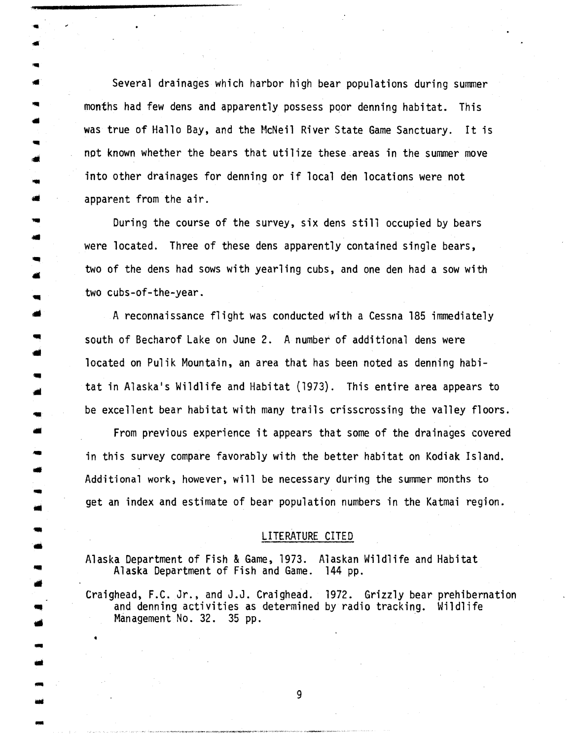Several drainages which harbor high bear populations during summer months had few dens and apparently possess poor denning habitat. This was true of Hallo Bay, and the McNeil River State Game Sanctuary. It is not known whether the bears that utilize these areas in the summer move into other drainages for denning or if local den locations were not apparent from the air.

During the course of the survey, six dens still occupied by bears were located. Three of these dens apparently contained single bears, two of the dens had sows with yearling cubs, and one den had a sow with two cubs-of-the-year.

A reconnaissance flight was conducted with a Cessna 185 immediately south of Becharof Lake on June 2. A number of additional dens were located on Pulik Mountain, an area that has been noted as denning habitat in Alaska's Wildlife and Habitat (1973). This entire area appears to be excellent bear habitat with many trails crisscrossing the valley floors.

From previous experience it appears that some of the drainages covered in this survey compare favorably with the better habitat on Kodiak Island. Additional work, however, will be necessary during the summer months to get an index and estimate of bear population numbers in the Katmai region.

## LITERATURE CITED

Alaska Department of Fish & Game, 1973. Alaskan Wildlife and Habitat Alaska Department of Fish and Game. 144 pp.

Craighead, F.C. Jr., and J.J. Craighead. 1972. Grizzly bear prehibernation and denning activities as determined by radio tracking. Wildlife Management No. 32. 35 pp.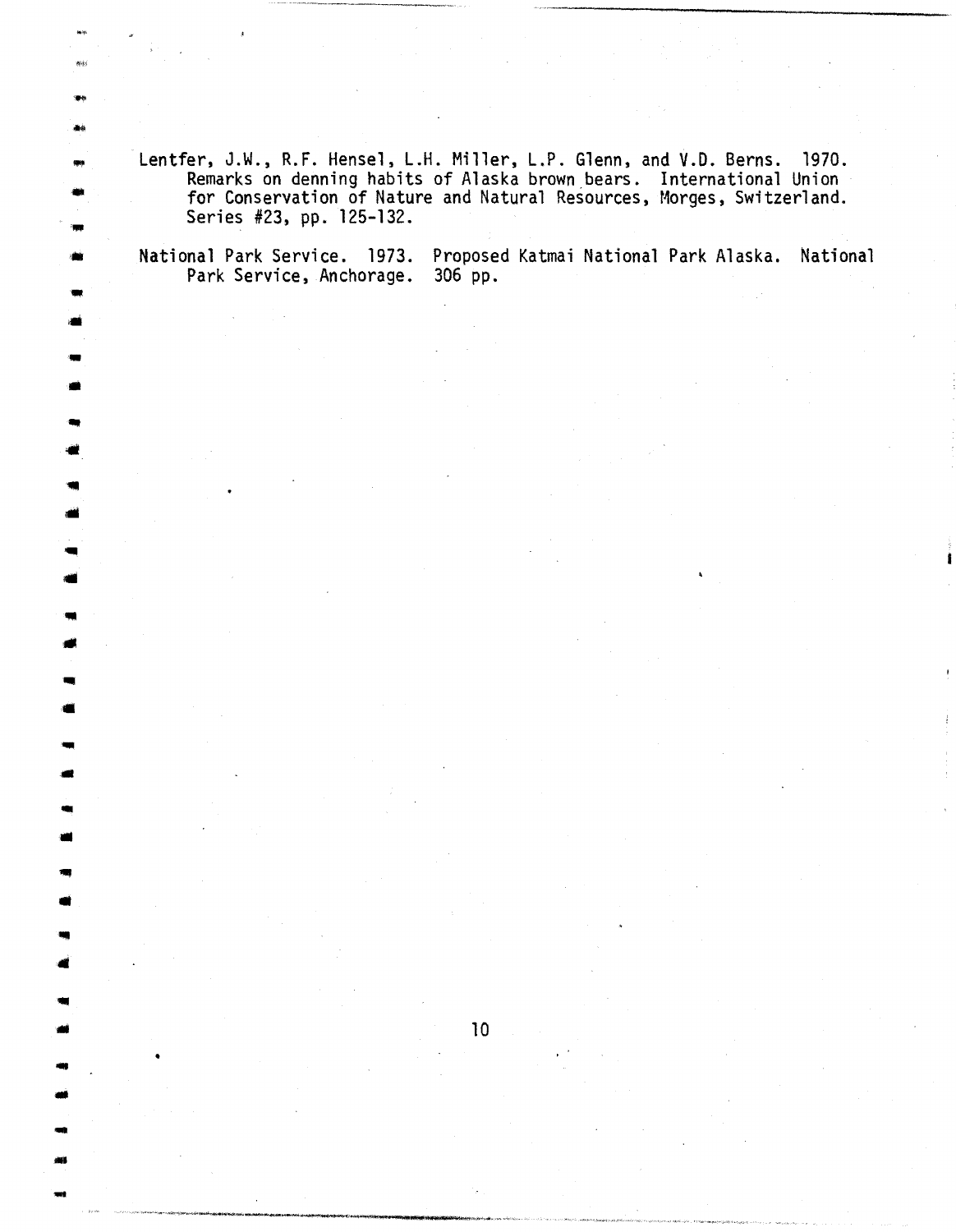Lentfer, J.W., R.F. Hensel, L.H. Miller, L.P. Glenn, and V.D. Berns. 1970. Remarks on denning habits of Alaska brown bears. International Union for Conservation of Nature and Natural Resources, Morges, Switzerland. Series #23, pp. 125-132.

National Park Service. 1973. Proposed Katmai National Park Alaska. National Park Service, Anchorage. 306 pp.